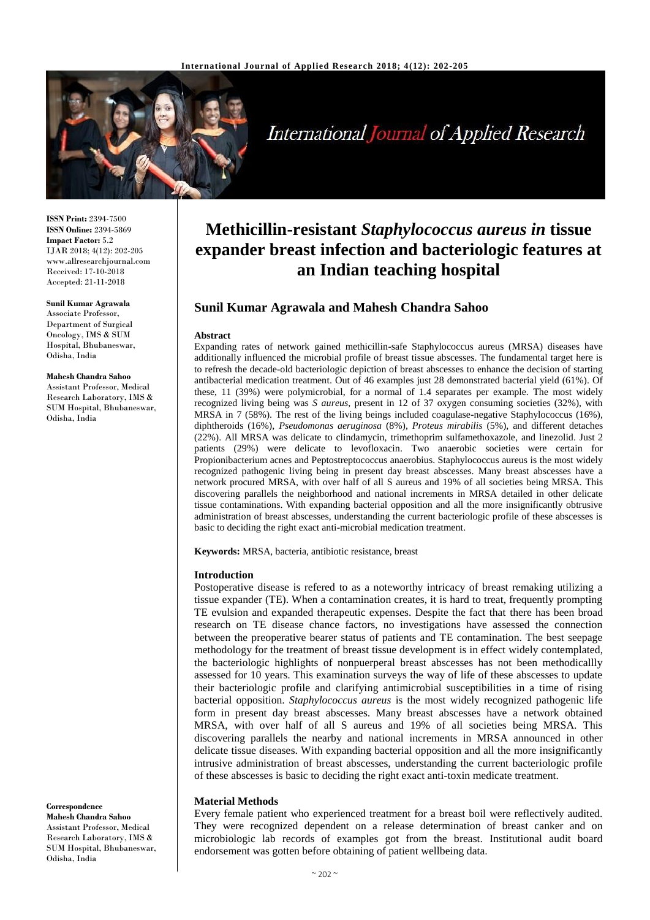**ISSN Print:** 2394-7500
**ISSN Online:** 2394-5869
**Impact Factor:** 5.2
IJAR 2018; 4(12): 202-205
www.allresearchjournal.com
Received: 17-10-2018
Accepted: 21-11-2018

**Sunil Kumar Agrawala**
Associate Professor, Department of Surgical Oncology, IMS & SUM Hospital, Bhubaneswar, Odisha, India

**Mahesh Chandra Sahoo**
Assistant Professor, Medical Research Laboratory, IMS & SUM Hospital, Bhubaneswar, Odisha, India

**Correspondence**
**Mahesh Chandra Sahoo**
Assistant Professor, Medical Research Laboratory, IMS & SUM Hospital, Bhubaneswar, Odisha, India

# Methicillin-resistant *Staphylococcus aureus in* tissue expander breast infection and bacteriologic features at an Indian teaching hospital

## Sunil Kumar Agrawala and Mahesh Chandra Sahoo

#### Abstract

Expanding rates of network gained methicillin-safe Staphylococcus aureus (MRSA) diseases have additionally influenced the microbial profile of breast tissue abscesses. The fundamental target here is to refresh the decade-old bacteriologic depiction of breast abscesses to enhance the decision of starting antibacterial medication treatment. Out of 46 examples just 28 demonstrated bacterial yield (61%). Of these, 11 (39%) were polymicrobial, for a normal of 1.4 separates per example. The most widely recognized living being was *S aureus*, present in 12 of 37 oxygen consuming societies (32%), with MRSA in 7 (58%). The rest of the living beings included coagulase-negative Staphylococcus (16%), diphtheroids (16%), *Pseudomonas aeruginosa* (8%), *Proteus mirabilis* (5%), and different detaches (22%). All MRSA was delicate to clindamycin, trimethoprim sulfamethoxazole, and linezolid. Just 2 patients (29%) were delicate to levofloxacin. Two anaerobic societies were certain for Propionibacterium acnes and Peptostreptococcus anaerobius. Staphylococcus aureus is the most widely recognized pathogenic living being in present day breast abscesses. Many breast abscesses have a network procured MRSA, with over half of all S aureus and 19% of all societies being MRSA. This discovering parallels the neighborhood and national increments in MRSA detailed in other delicate tissue contaminations. With expanding bacterial opposition and all the more insignificantly obtrusive administration of breast abscesses, understanding the current bacteriologic profile of these abscesses is basic to deciding the right exact anti-microbial medication treatment.

**Keywords:** MRSA, bacteria, antibiotic resistance, breast

#### Introduction

Postoperative disease is refered to as a noteworthy intricacy of breast remaking utilizing a tissue expander (TE). When a contamination creates, it is hard to treat, frequently prompting TE evulsion and expanded therapeutic expenses. Despite the fact that there has been broad research on TE disease chance factors, no investigations have assessed the connection between the preoperative bearer status of patients and TE contamination. The best seepage methodology for the treatment of breast tissue development is in effect widely contemplated, the bacteriologic highlights of nonpuerperal breast abscesses has not been methodicallly assessed for 10 years. This examination surveys the way of life of these abscesses to update their bacteriologic profile and clarifying antimicrobial susceptibilities in a time of rising bacterial opposition. *Staphylococcus aureus* is the most widely recognized pathogenic life form in present day breast abscesses. Many breast abscesses have a network obtained MRSA, with over half of all S aureus and 19% of all societies being MRSA. This discovering parallels the nearby and national increments in MRSA announced in other delicate tissue diseases. With expanding bacterial opposition and all the more insignificantly intrusive administration of breast abscesses, understanding the current bacteriologic profile of these abscesses is basic to deciding the right exact anti-toxin medicate treatment.

#### Material Methods

Every female patient who experienced treatment for a breast boil were reflectively audited. They were recognized dependent on a release determination of breast canker and on microbiologic lab records of examples got from the breast. Institutional audit board endorsement was gotten before obtaining of patient wellbeing data.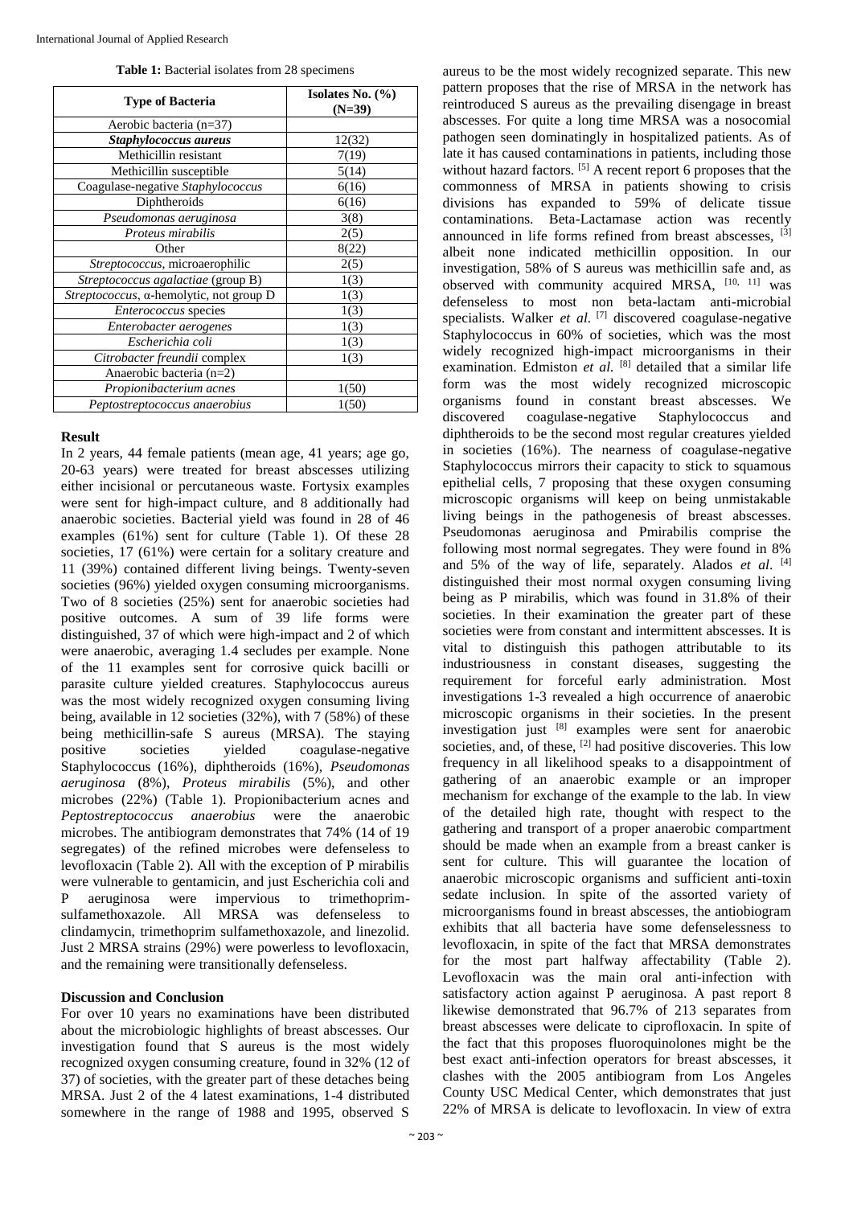**Table 1:** Bacterial isolates from 28 specimens

| Type of Bacteria | Isolates No. (%) (N=39) |
|---|---|
| Aerobic bacteria (n=37) | |
| ***Staphylococcus aureus*** | 12(32) |
| Methicillin resistant | 7(19) |
| Methicillin susceptible | 5(14) |
| Coagulase-negative *Staphylococcus* | 6(16) |
| Diphtheroids | 6(16) |
| *Pseudomonas aeruginosa* | 3(8) |
| *Proteus mirabilis* | 2(5) |
| Other | 8(22) |
| *Streptococcus,* microaerophilic | 2(5) |
| *Streptococcus agalactiae* (group B) | 1(3) |
| *Streptococcus,* α-hemolytic, not group D | 1(3) |
| *Enterococcus* species | 1(3) |
| *Enterobacter aerogenes* | 1(3) |
| *Escherichia coli* | 1(3) |
| *Citrobacter freundii* complex | 1(3) |
| Anaerobic bacteria (n=2) | |
| *Propionibacterium acnes* | 1(50) |
| *Peptostreptococcus anaerobius* | 1(50) |

## Result

In 2 years, 44 female patients (mean age, 41 years; age go, 20-63 years) were treated for breast abscesses utilizing either incisional or percutaneous waste. Fortysix examples were sent for high-impact culture, and 8 additionally had anaerobic societies. Bacterial yield was found in 28 of 46 examples (61%) sent for culture (Table 1). Of these 28 societies, 17 (61%) were certain for a solitary creature and 11 (39%) contained different living beings. Twenty-seven societies (96%) yielded oxygen consuming microorganisms. Two of 8 societies (25%) sent for anaerobic societies had positive outcomes. A sum of 39 life forms were distinguished, 37 of which were high-impact and 2 of which were anaerobic, averaging 1.4 secludes per example. None of the 11 examples sent for corrosive quick bacilli or parasite culture yielded creatures. Staphylococcus aureus was the most widely recognized oxygen consuming living being, available in 12 societies (32%), with 7 (58%) of these being methicillin-safe S aureus (MRSA). The staying positive societies yielded coagulase-negative Staphylococcus (16%), diphtheroids (16%), *Pseudomonas aeruginosa* (8%), *Proteus mirabilis* (5%), and other microbes (22%) (Table 1). Propionibacterium acnes and *Peptostreptococcus anaerobius* were the anaerobic microbes. The antibiogram demonstrates that 74% (14 of 19 segregates) of the refined microbes were defenseless to levofloxacin (Table 2). All with the exception of P mirabilis were vulnerable to gentamicin, and just Escherichia coli and P aeruginosa were impervious to trimethoprim-sulfamethoxazole. All MRSA was defenseless to clindamycin, trimethoprim sulfamethoxazole, and linezolid. Just 2 MRSA strains (29%) were powerless to levofloxacin, and the remaining were transitionally defenseless.

## Discussion and Conclusion

For over 10 years no examinations have been distributed about the microbiologic highlights of breast abscesses. Our investigation found that S aureus is the most widely recognized oxygen consuming creature, found in 32% (12 of 37) of societies, with the greater part of these detaches being MRSA. Just 2 of the 4 latest examinations, 1-4 distributed somewhere in the range of 1988 and 1995, observed S aureus to be the most widely recognized separate. This new pattern proposes that the rise of MRSA in the network has reintroduced S aureus as the prevailing disengage in breast abscesses. For quite a long time MRSA was a nosocomial pathogen seen dominatingly in hospitalized patients. As of late it has caused contaminations in patients, including those without hazard factors. [5] A recent report 6 proposes that the commonness of MRSA in patients showing to crisis divisions has expanded to 59% of delicate tissue contaminations. Beta-Lactamase action was recently announced in life forms refined from breast abscesses, [3] albeit none indicated methicillin opposition. In our investigation, 58% of S aureus was methicillin safe and, as observed with community acquired MRSA, [10, 11] was defenseless to most non beta-lactam anti-microbial specialists. Walker *et al.* [7] discovered coagulase-negative Staphylococcus in 60% of societies, which was the most widely recognized high-impact microorganisms in their examination. Edmiston *et al.* [8] detailed that a similar life form was the most widely recognized microscopic organisms found in constant breast abscesses. We discovered coagulase-negative Staphylococcus and diphtheroids to be the second most regular creatures yielded in societies (16%). The nearness of coagulase-negative Staphylococcus mirrors their capacity to stick to squamous epithelial cells, 7 proposing that these oxygen consuming microscopic organisms will keep on being unmistakable living beings in the pathogenesis of breast abscesses. Pseudomonas aeruginosa and Pmirabilis comprise the following most normal segregates. They were found in 8% and 5% of the way of life, separately. Alados *et al.* [4] distinguished their most normal oxygen consuming living being as P mirabilis, which was found in 31.8% of their societies. In their examination the greater part of these societies were from constant and intermittent abscesses. It is vital to distinguish this pathogen attributable to its industriousness in constant diseases, suggesting the requirement for forceful early administration. Most investigations 1-3 revealed a high occurrence of anaerobic microscopic organisms in their societies. In the present investigation just [8] examples were sent for anaerobic societies, and, of these, [2] had positive discoveries. This low frequency in all likelihood speaks to a disappointment of gathering of an anaerobic example or an improper mechanism for exchange of the example to the lab. In view of the detailed high rate, thought with respect to the gathering and transport of a proper anaerobic compartment should be made when an example from a breast canker is sent for culture. This will guarantee the location of anaerobic microscopic organisms and sufficient anti-toxin sedate inclusion. In spite of the assorted variety of microorganisms found in breast abscesses, the antiobiogram exhibits that all bacteria have some defenselessness to levofloxacin, in spite of the fact that MRSA demonstrates for the most part halfway affectability (Table 2). Levofloxacin was the main oral anti-infection with satisfactory action against P aeruginosa. A past report 8 likewise demonstrated that 96.7% of 213 separates from breast abscesses were delicate to ciprofloxacin. In spite of the fact that this proposes fluoroquinolones might be the best exact anti-infection operators for breast abscesses, it clashes with the 2005 antibiogram from Los Angeles County USC Medical Center, which demonstrates that just 22% of MRSA is delicate to levofloxacin. In view of extra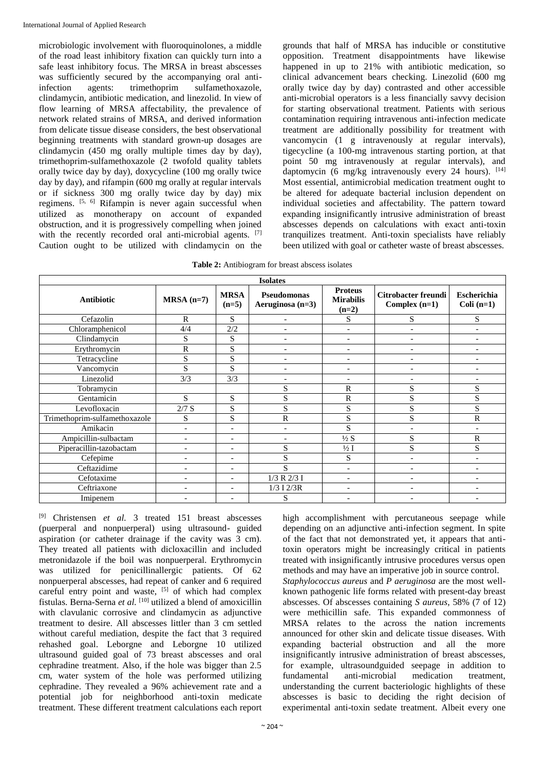microbiologic involvement with fluoroquinolones, a middle of the road least inhibitory fixation can quickly turn into a safe least inhibitory focus. The MRSA in breast abscesses was sufficiently secured by the accompanying oral anti-infection agents: trimethoprim sulfamethoxazole, clindamycin, antibiotic medication, and linezolid. In view of flow learning of MRSA affectability, the prevalence of network related strains of MRSA, and derived information from delicate tissue disease considers, the best observational beginning treatments with standard grown-up dosages are clindamycin (450 mg orally multiple times day by day), trimethoprim-sulfamethoxazole (2 twofold quality tablets orally twice day by day), doxycycline (100 mg orally twice day by day), and rifampin (600 mg orally at regular intervals or if sickness 300 mg orally twice day by day) mix regimens. [5, 6] Rifampin is never again successful when utilized as monotherapy on account of expanded obstruction, and it is progressively compelling when joined with the recently recorded oral anti-microbial agents. [7] Caution ought to be utilized with clindamycin on the grounds that half of MRSA has inducible or constitutive opposition. Treatment disappointments have likewise happened in up to 21% with antibiotic medication, so clinical advancement bears checking. Linezolid (600 mg orally twice day by day) contrasted and other accessible anti-microbial operators is a less financially savvy decision for starting observational treatment. Patients with serious contamination requiring intravenous anti-infection medicate treatment are additionally possibility for treatment with vancomycin (1 g intravenously at regular intervals), tigecycline (a 100-mg intravenous starting portion, at that point 50 mg intravenously at regular intervals), and daptomycin (6 mg/kg intravenously every 24 hours). [14] Most essential, antimicrobial medication treatment ought to be altered for adequate bacterial inclusion dependent on individual societies and affectability. The pattern toward expanding insignificantly intrusive administration of breast abscesses depends on calculations with exact anti-toxin tranquilizes treatment. Anti-toxin specialists have reliably been utilized with goal or catheter waste of breast abscesses.

**Table 2:** Antibiogram for breast abscess isolates

| Isolates | | | | | | |
|---|---|---|---|---|---|---|
| **Antibiotic** | **MRSA (n=7)** | **MRSA (n=5)** | **Pseudomonas Aeruginosa (n=3)** | **Proteus Mirabilis (n=2)** | **Citrobacter freundi Complex (n=1)** | **Escherichia Coli (n=1)** |
| Cefazolin | R | S | - | S | S | S |
| Chloramphenicol | 4/4 | 2/2 | - | - | - | - |
| Clindamycin | S | S | - | - | - | - |
| Erythromycin | R | S | - | - | - | - |
| Tetracycline | S | S | - | - | - | - |
| Vancomycin | S | S | - | - | - | - |
| Linezolid | 3/3 | 3/3 | - | - | - | - |
| Tobramycin | | | S | R | S | S |
| Gentamicin | S | S | S | R | S | S |
| Levofloxacin | 2/7 S | S | S | S | S | S |
| Trimethoprim-sulfamethoxazole | S | S | R | S | S | R |
| Amikacin | - | - | - | S | - | - |
| Ampicillin-sulbactam | - | - | - | ½ S | S | R |
| Piperacillin-tazobactam | - | - | S | ½ I | S | S |
| Cefepime | - | - | S | S | - | - |
| Ceftazidime | - | - | S | - | - | - |
| Cefotaxime | - | - | 1/3 R 2/3 I | - | - | - |
| Ceftriaxone | - | - | 1/3 I 2/3R | - | - | - |
| Imipenem | - | - | S | - | - | - |

[9] Christensen *et al.* 3 treated 151 breast abscesses (puerperal and nonpuerperal) using ultrasound- guided aspiration (or catheter drainage if the cavity was 3 cm). They treated all patients with dicloxacillin and included metronidazole if the boil was nonpuerperal. Erythromycin was utilized for penicillinallergic patients. Of 62 nonpuerperal abscesses, had repeat of canker and 6 required careful entry point and waste, [5] of which had complex fistulas. Berna-Serna *et al.* [10] utilized a blend of amoxicillin with clavulanic corrosive and clindamycin as adjunctive treatment to desire. All abscesses littler than 3 cm settled without careful mediation, despite the fact that 3 required rehashed goal. Leborgne and Leborgne 10 utilized ultrasound guided goal of 73 breast abscesses and oral cephradine treatment. Also, if the hole was bigger than 2.5 cm, water system of the hole was performed utilizing cephradine. They revealed a 96% achievement rate and a potential job for neighborhood anti-toxin medicate treatment. These different treatment calculations each report high accomplishment with percutaneous seepage while depending on an adjunctive anti-infection segment. In spite of the fact that not demonstrated yet, it appears that anti-toxin operators might be increasingly critical in patients treated with insignificantly intrusive procedures versus open methods and may have an imperative job in source control.

*Staphylococcus aureus* and *P aeruginosa* are the most well-known pathogenic life forms related with present-day breast abscesses. Of abscesses containing *S aureus*, 58% (7 of 12) were methicillin safe. This expanded commonness of MRSA relates to the across the nation increments announced for other skin and delicate tissue diseases. With expanding bacterial obstruction and all the more insignificantly intrusive administration of breast abscesses, for example, ultrasoundguided seepage in addition to fundamental anti-microbial medication treatment, understanding the current bacteriologic highlights of these abscesses is basic to deciding the right decision of experimental anti-toxin sedate treatment. Albeit every one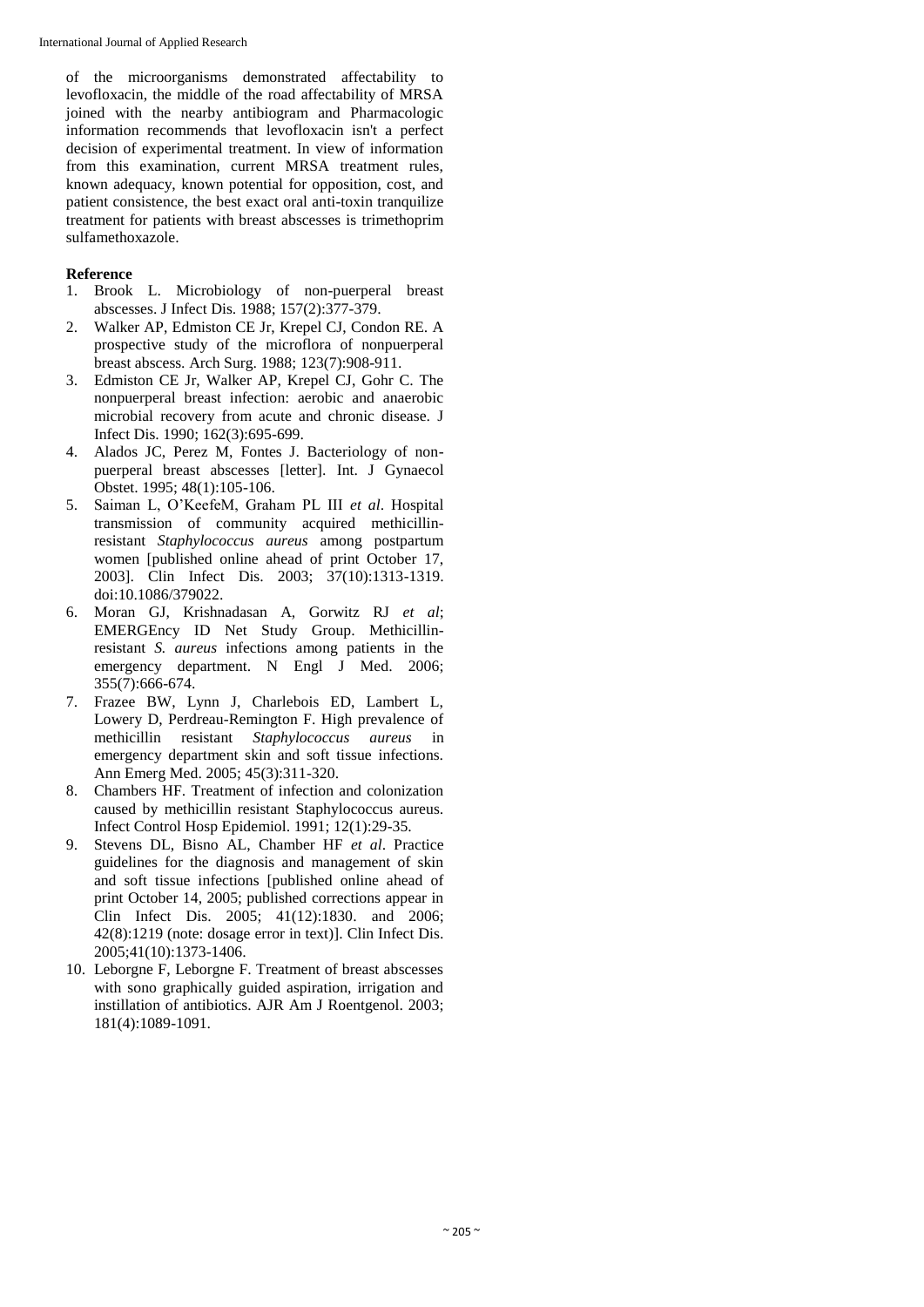of the microorganisms demonstrated affectability to levofloxacin, the middle of the road affectability of MRSA joined with the nearby antibiogram and Pharmacologic information recommends that levofloxacin isn't a perfect decision of experimental treatment. In view of information from this examination, current MRSA treatment rules, known adequacy, known potential for opposition, cost, and patient consistence, the best exact oral anti-toxin tranquilize treatment for patients with breast abscesses is trimethoprim sulfamethoxazole.

**Reference**

1. Brook L. Microbiology of non-puerperal breast abscesses. J Infect Dis. 1988; 157(2):377-379.
2. Walker AP, Edmiston CE Jr, Krepel CJ, Condon RE. A prospective study of the microflora of nonpuerperal breast abscess. Arch Surg. 1988; 123(7):908-911.
3. Edmiston CE Jr, Walker AP, Krepel CJ, Gohr C. The nonpuerperal breast infection: aerobic and anaerobic microbial recovery from acute and chronic disease. J Infect Dis. 1990; 162(3):695-699.
4. Alados JC, Perez M, Fontes J. Bacteriology of non-puerperal breast abscesses [letter]. Int. J Gynaecol Obstet. 1995; 48(1):105-106.
5. Saiman L, O'KeefeM, Graham PL III *et al*. Hospital transmission of community acquired methicillin-resistant *Staphylococcus aureus* among postpartum women [published online ahead of print October 17, 2003]. Clin Infect Dis. 2003; 37(10):1313-1319. doi:10.1086/379022.
6. Moran GJ, Krishnadasan A, Gorwitz RJ *et al*; EMERGEncy ID Net Study Group. Methicillin-resistant *S. aureus* infections among patients in the emergency department. N Engl J Med. 2006; 355(7):666-674.
7. Frazee BW, Lynn J, Charlebois ED, Lambert L, Lowery D, Perdreau-Remington F. High prevalence of methicillin resistant *Staphylococcus aureus* in emergency department skin and soft tissue infections. Ann Emerg Med. 2005; 45(3):311-320.
8. Chambers HF. Treatment of infection and colonization caused by methicillin resistant Staphylococcus aureus. Infect Control Hosp Epidemiol. 1991; 12(1):29-35.
9. Stevens DL, Bisno AL, Chamber HF *et al*. Practice guidelines for the diagnosis and management of skin and soft tissue infections [published online ahead of print October 14, 2005; published corrections appear in Clin Infect Dis. 2005; 41(12):1830. and 2006; 42(8):1219 (note: dosage error in text)]. Clin Infect Dis. 2005;41(10):1373-1406.
10. Leborgne F, Leborgne F. Treatment of breast abscesses with sono graphically guided aspiration, irrigation and instillation of antibiotics. AJR Am J Roentgenol. 2003; 181(4):1089-1091.